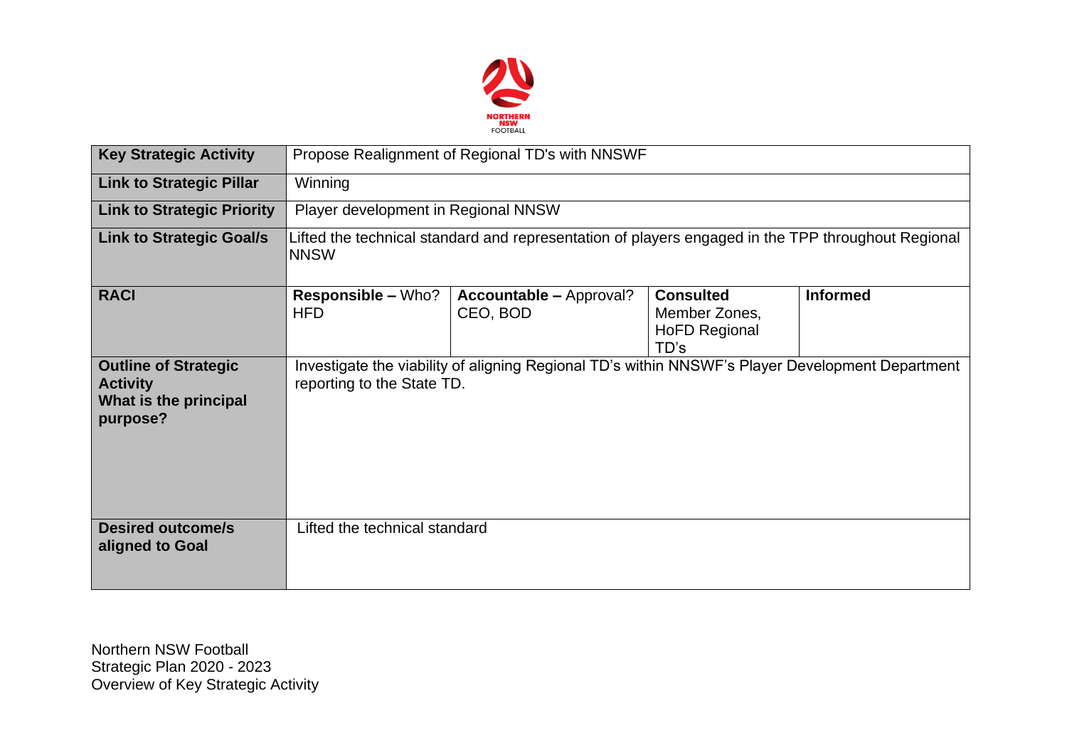NORTHERN NSW FOOTBALL

| Key Strategic Activity | Propose Realignment of Regional TD's with NNSWF | | | |
|---|---|---|---|---|
| **Link to Strategic Pillar** | Winning | | | |
| **Link to Strategic Priority** | Player development in Regional NNSW | | | |
| **Link to Strategic Goal/s** | Lifted the technical standard and representation of players engaged in the TPP throughout Regional NNSW | | | |
| **RACI** | **Responsible –** Who? HFD | **Accountable –** Approval? CEO, BOD | **Consulted** Member Zones, HoFD Regional TD's | **Informed** |
| **Outline of Strategic Activity What is the principal purpose?** | Investigate the viability of aligning Regional TD's within NNSWF's Player Development Department reporting to the State TD. | | | |
| **Desired outcome/s aligned to Goal** | Lifted the technical standard | | | |

Northern NSW Football
Strategic Plan 2020 - 2023
Overview of Key Strategic Activity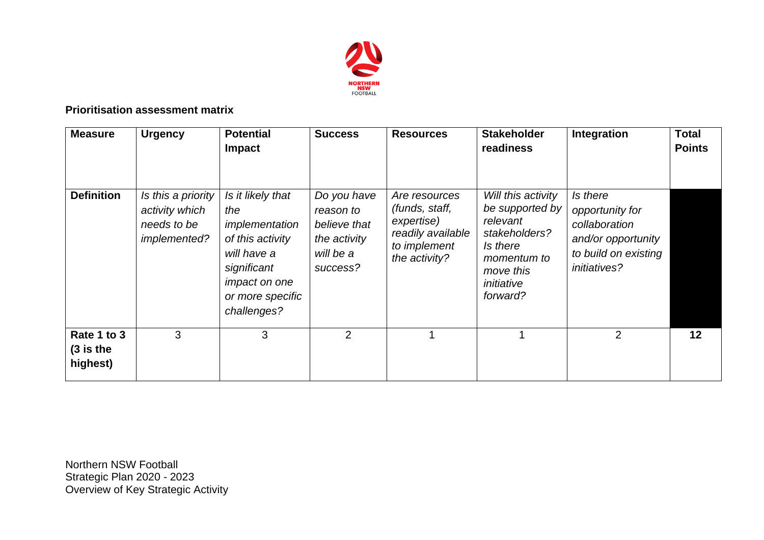**Prioritisation assessment matrix**

| Measure | Urgency | Potential Impact | Success | Resources | Stakeholder readiness | Integration | Total Points |
|---|---|---|---|---|---|---|---|
| **Definition** | *Is this a priority activity which needs to be implemented?* | *Is it likely that the implementation of this activity will have a significant impact on one or more specific challenges?* | *Do you have reason to believe that the activity will be a success?* | *Are resources (funds, staff, expertise) readily available to implement the activity?* | *Will this activity be supported by relevant stakeholders? Is there momentum to move this initiative forward?* | *Is there opportunity for collaboration and/or opportunity to build on existing initiatives?* | |
| **Rate 1 to 3 (3 is the highest)** | 3 | 3 | 2 | 1 | 1 | 2 | **12** |

Northern NSW Football
Strategic Plan 2020 - 2023
Overview of Key Strategic Activity